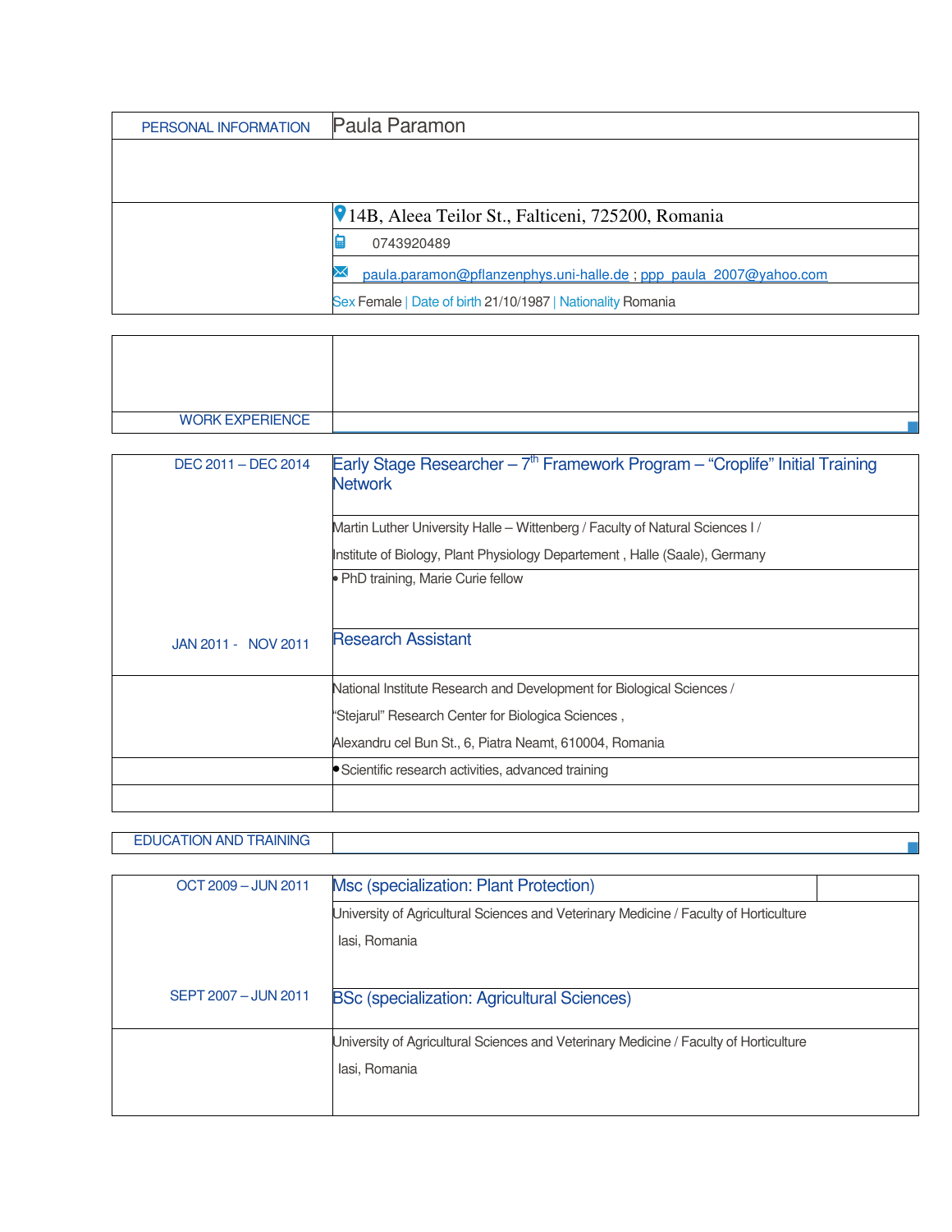## PERSONAL INFORMATION

**Paula Paramon**

14B, Aleea Teilor St., Falticeni, 725200, Romania

0743920489

paula.paramon@pflanzenphys.uni-halle.de ; ppp_paula_2007@yahoo.com

Sex Female | Date of birth 21/10/1987 | Nationality Romania

## WORK EXPERIENCE

**DEC 2011 – DEC 2014**

### Early Stage Researcher – 7th Framework Program – “Croplife” Initial Training Network

Martin Luther University Halle – Wittenberg / Faculty of Natural Sciences I /

Institute of Biology, Plant Physiology Departement , Halle (Saale), Germany

- PhD training, Marie Curie fellow

**JAN 2011 - NOV 2011**

### Research Assistant

National Institute Research and Development for Biological Sciences /

“Stejarul” Research Center for Biologica Sciences ,

Alexandru cel Bun St., 6, Piatra Neamt, 610004, Romania

- Scientific research activities, advanced training

## EDUCATION AND TRAINING

**OCT 2009 – JUN 2011**

### Msc (specialization: Plant Protection)

University of Agricultural Sciences and Veterinary Medicine / Faculty of Horticulture

Iasi, Romania

**SEPT 2007 – JUN 2011**

### BSc (specialization: Agricultural Sciences)

University of Agricultural Sciences and Veterinary Medicine / Faculty of Horticulture

Iasi, Romania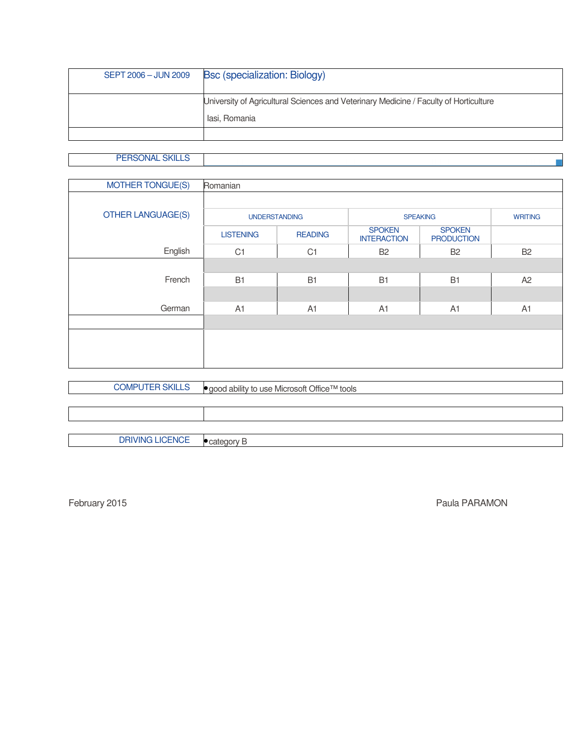| | |
|---|---|
| SEPT 2006 – JUN 2009 | Bsc (specialization: Biology) |
| | University of Agricultural Sciences and Veterinary Medicine / Faculty of Horticulture<br>Iasi, Romania |

| | |
|---|---|
| PERSONAL SKILLS | |

| | | | | | |
|---|---|---|---|---|---|
| MOTHER TONGUE(S) | Romanian | | | | |
| OTHER LANGUAGE(S) | UNDERSTANDING | | SPEAKING | | WRITING |
| | LISTENING | READING | SPOKEN INTERACTION | SPOKEN PRODUCTION | |
| English | C1 | C1 | B2 | B2 | B2 |
| French | B1 | B1 | B1 | B1 | A2 |
| German | A1 | A1 | A1 | A1 | A1 |

| | |
|---|---|
| COMPUTER SKILLS | • good ability to use Microsoft Office™ tools |

| | |
|---|---|
| DRIVING LICENCE | • category B |

February 2015

Paula PARAMON